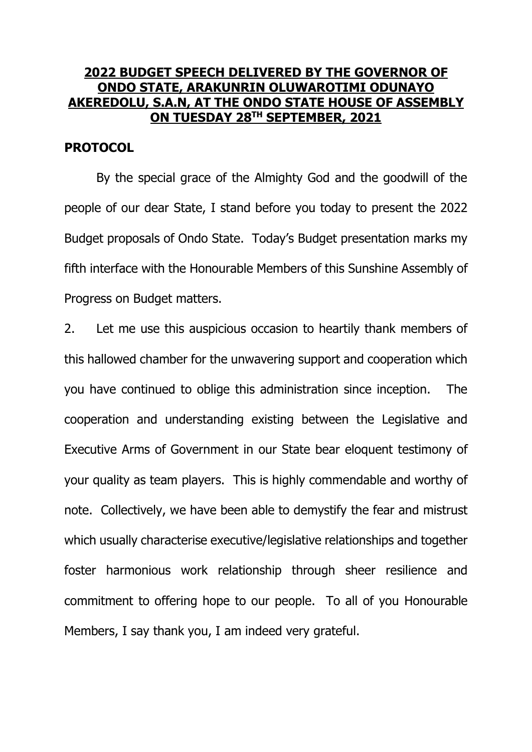# 2022 BUDGET SPEECH DELIVERED BY THE GOVERNOR OF ONDO STATE, ARAKUNRIN OLUWAROTIMI ODUNAYO AKEREDOLU, S.A.N, AT THE ONDO STATE HOUSE OF ASSEMBLY ON TUESDAY 28TH SEPTEMBER, 2021

## PROTOCOL

By the special grace of the Almighty God and the goodwill of the people of our dear State, I stand before you today to present the 2022 Budget proposals of Ondo State. Today's Budget presentation marks my fifth interface with the Honourable Members of this Sunshine Assembly of Progress on Budget matters.

2. Let me use this auspicious occasion to heartily thank members of this hallowed chamber for the unwavering support and cooperation which you have continued to oblige this administration since inception. The cooperation and understanding existing between the Legislative and Executive Arms of Government in our State bear eloquent testimony of your quality as team players. This is highly commendable and worthy of note. Collectively, we have been able to demystify the fear and mistrust which usually characterise executive/legislative relationships and together foster harmonious work relationship through sheer resilience and commitment to offering hope to our people. To all of you Honourable Members, I say thank you, I am indeed very grateful.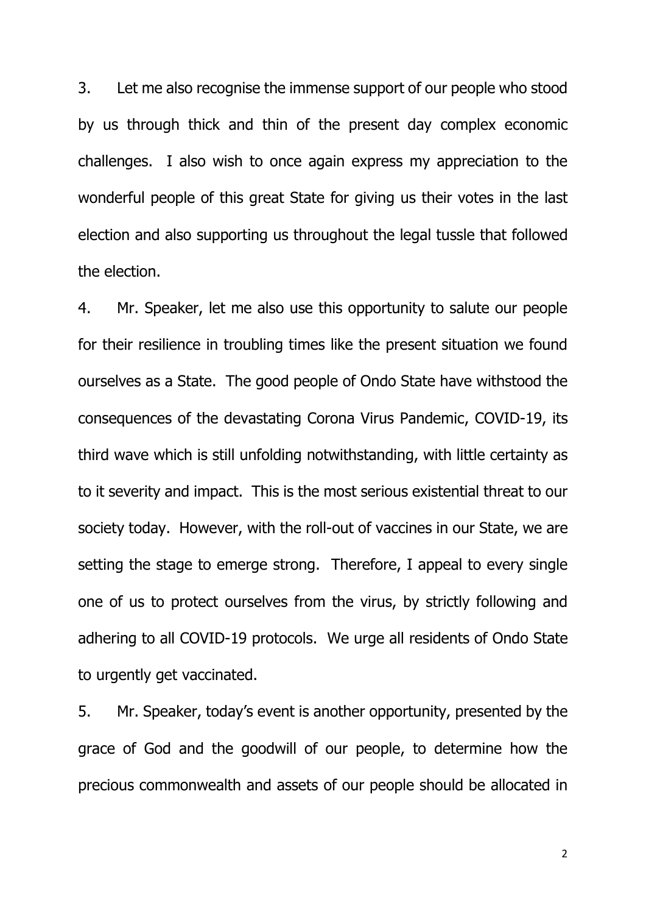3. Let me also recognise the immense support of our people who stood by us through thick and thin of the present day complex economic challenges. I also wish to once again express my appreciation to the wonderful people of this great State for giving us their votes in the last election and also supporting us throughout the legal tussle that followed the election.

4. Mr. Speaker, let me also use this opportunity to salute our people for their resilience in troubling times like the present situation we found ourselves as a State. The good people of Ondo State have withstood the consequences of the devastating Corona Virus Pandemic, COVID-19, its third wave which is still unfolding notwithstanding, with little certainty as to it severity and impact. This is the most serious existential threat to our society today. However, with the roll-out of vaccines in our State, we are setting the stage to emerge strong. Therefore, I appeal to every single one of us to protect ourselves from the virus, by strictly following and adhering to all COVID-19 protocols. We urge all residents of Ondo State to urgently get vaccinated.

5. Mr. Speaker, today's event is another opportunity, presented by the grace of God and the goodwill of our people, to determine how the precious commonwealth and assets of our people should be allocated in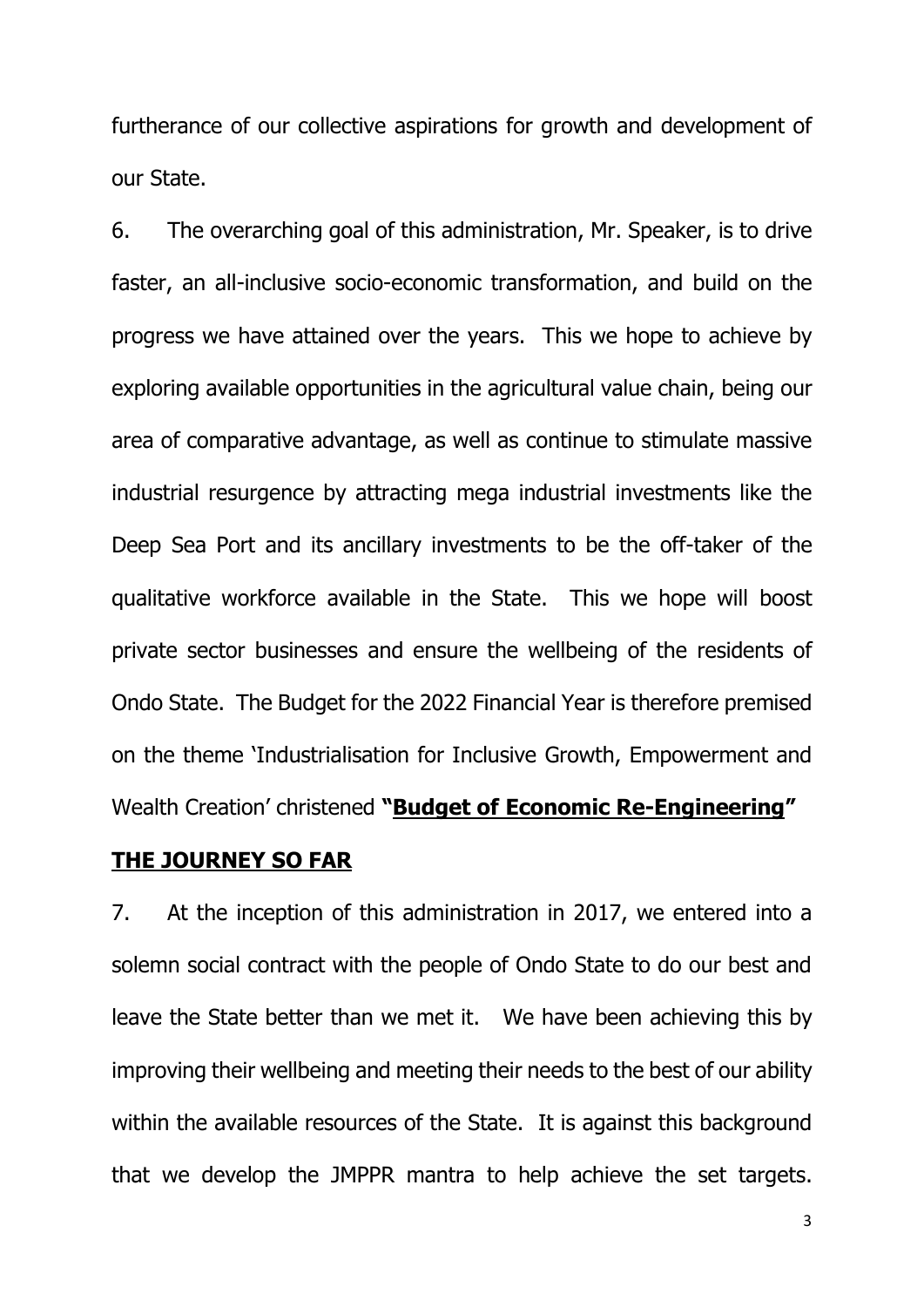furtherance of our collective aspirations for growth and development of our State.

6. The overarching goal of this administration, Mr. Speaker, is to drive faster, an all-inclusive socio-economic transformation, and build on the progress we have attained over the years. This we hope to achieve by exploring available opportunities in the agricultural value chain, being our area of comparative advantage, as well as continue to stimulate massive industrial resurgence by attracting mega industrial investments like the Deep Sea Port and its ancillary investments to be the off-taker of the qualitative workforce available in the State. This we hope will boost private sector businesses and ensure the wellbeing of the residents of Ondo State. The Budget for the 2022 Financial Year is therefore premised on the theme 'Industrialisation for Inclusive Growth, Empowerment and Wealth Creation' christened **"<u>Budget of Economic Re-Engineering</u>"**

## <u>THE JOURNEY SO FAR</u>

7. At the inception of this administration in 2017, we entered into a solemn social contract with the people of Ondo State to do our best and leave the State better than we met it. We have been achieving this by improving their wellbeing and meeting their needs to the best of our ability within the available resources of the State. It is against this background that we develop the JMPPR mantra to help achieve the set targets.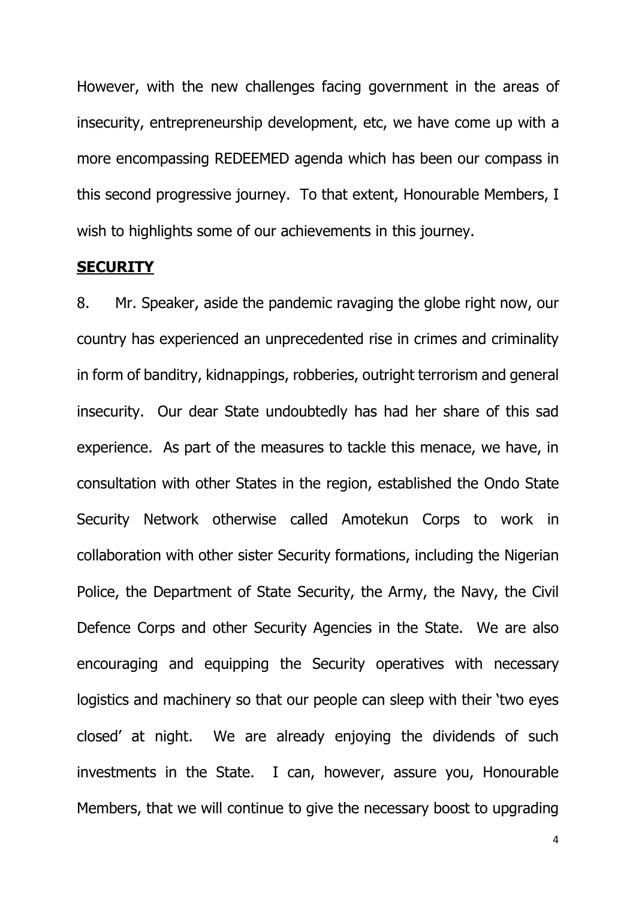However, with the new challenges facing government in the areas of insecurity, entrepreneurship development, etc, we have come up with a more encompassing REDEEMED agenda which has been our compass in this second progressive journey. To that extent, Honourable Members, I wish to highlights some of our achievements in this journey.

## SECURITY

8. Mr. Speaker, aside the pandemic ravaging the globe right now, our country has experienced an unprecedented rise in crimes and criminality in form of banditry, kidnappings, robberies, outright terrorism and general insecurity. Our dear State undoubtedly has had her share of this sad experience. As part of the measures to tackle this menace, we have, in consultation with other States in the region, established the Ondo State Security Network otherwise called Amotekun Corps to work in collaboration with other sister Security formations, including the Nigerian Police, the Department of State Security, the Army, the Navy, the Civil Defence Corps and other Security Agencies in the State. We are also encouraging and equipping the Security operatives with necessary logistics and machinery so that our people can sleep with their 'two eyes closed' at night. We are already enjoying the dividends of such investments in the State. I can, however, assure you, Honourable Members, that we will continue to give the necessary boost to upgrading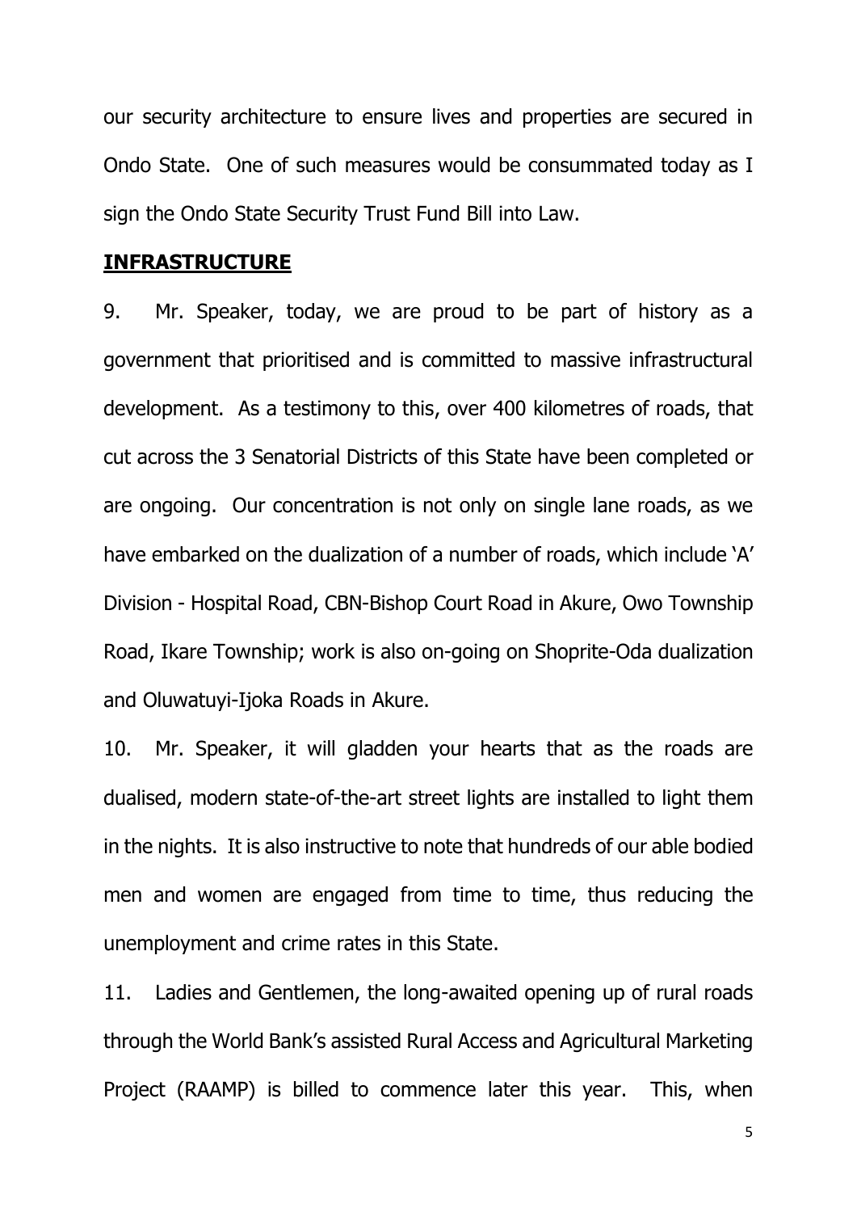our security architecture to ensure lives and properties are secured in Ondo State. One of such measures would be consummated today as I sign the Ondo State Security Trust Fund Bill into Law.

## INFRASTRUCTURE

9. Mr. Speaker, today, we are proud to be part of history as a government that prioritised and is committed to massive infrastructural development. As a testimony to this, over 400 kilometres of roads, that cut across the 3 Senatorial Districts of this State have been completed or are ongoing. Our concentration is not only on single lane roads, as we have embarked on the dualization of a number of roads, which include 'A' Division - Hospital Road, CBN-Bishop Court Road in Akure, Owo Township Road, Ikare Township; work is also on-going on Shoprite-Oda dualization and Oluwatuyi-Ijoka Roads in Akure.

10. Mr. Speaker, it will gladden your hearts that as the roads are dualised, modern state-of-the-art street lights are installed to light them in the nights. It is also instructive to note that hundreds of our able bodied men and women are engaged from time to time, thus reducing the unemployment and crime rates in this State.

11. Ladies and Gentlemen, the long-awaited opening up of rural roads through the World Bank's assisted Rural Access and Agricultural Marketing Project (RAAMP) is billed to commence later this year. This, when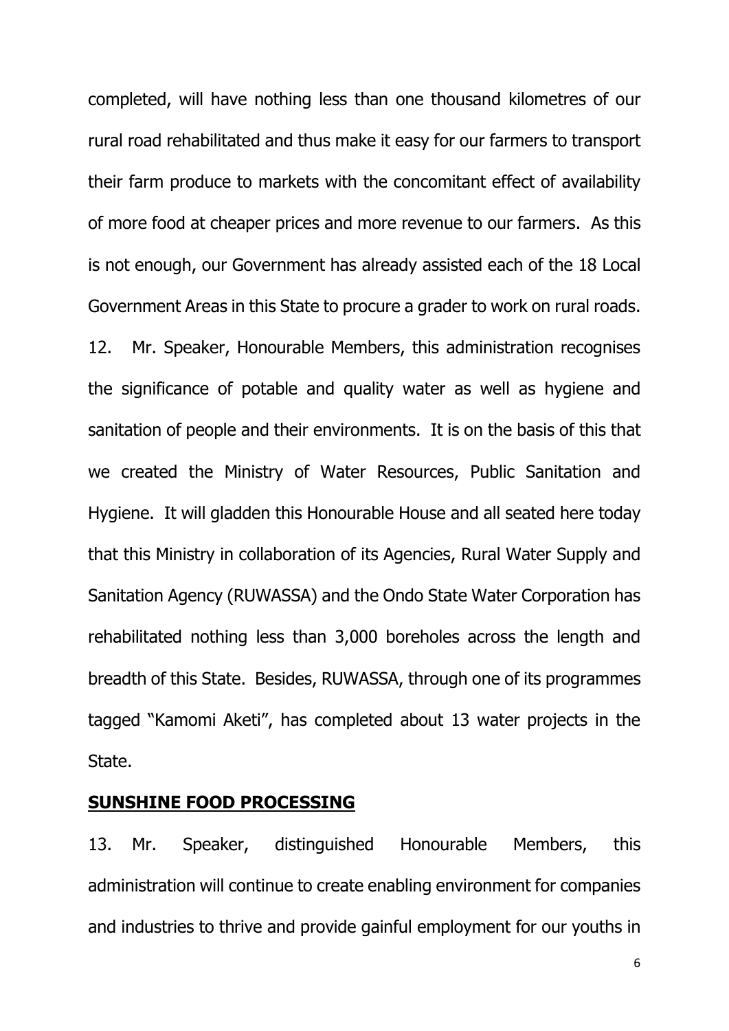completed, will have nothing less than one thousand kilometres of our rural road rehabilitated and thus make it easy for our farmers to transport their farm produce to markets with the concomitant effect of availability of more food at cheaper prices and more revenue to our farmers. As this is not enough, our Government has already assisted each of the 18 Local Government Areas in this State to procure a grader to work on rural roads.

12. Mr. Speaker, Honourable Members, this administration recognises the significance of potable and quality water as well as hygiene and sanitation of people and their environments. It is on the basis of this that we created the Ministry of Water Resources, Public Sanitation and Hygiene. It will gladden this Honourable House and all seated here today that this Ministry in collaboration of its Agencies, Rural Water Supply and Sanitation Agency (RUWASSA) and the Ondo State Water Corporation has rehabilitated nothing less than 3,000 boreholes across the length and breadth of this State. Besides, RUWASSA, through one of its programmes tagged "Kamomi Aketi", has completed about 13 water projects in the State.

## SUNSHINE FOOD PROCESSING

13. Mr. Speaker, distinguished Honourable Members, this administration will continue to create enabling environment for companies and industries to thrive and provide gainful employment for our youths in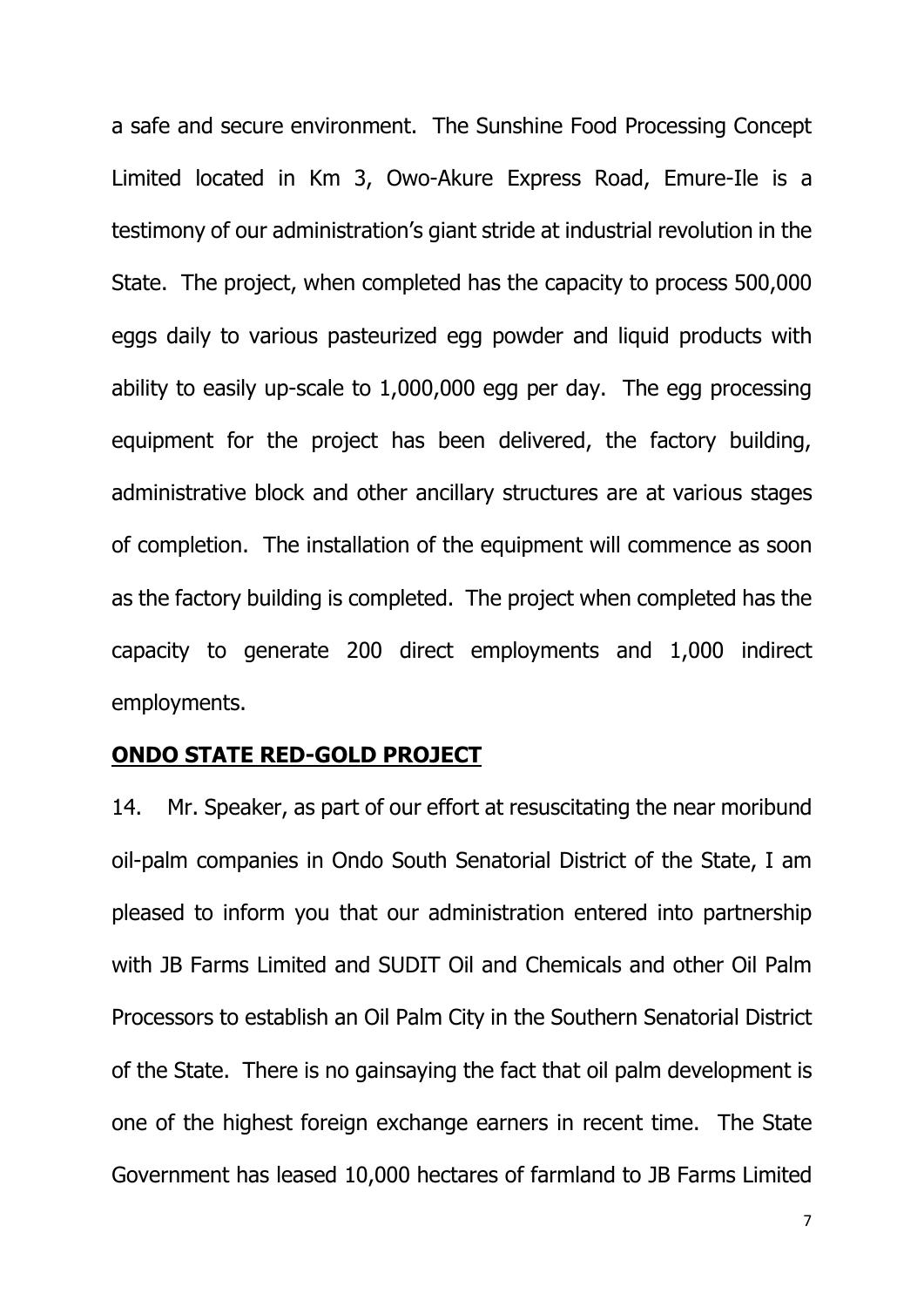a safe and secure environment. The Sunshine Food Processing Concept Limited located in Km 3, Owo-Akure Express Road, Emure-Ile is a testimony of our administration's giant stride at industrial revolution in the State. The project, when completed has the capacity to process 500,000 eggs daily to various pasteurized egg powder and liquid products with ability to easily up-scale to 1,000,000 egg per day. The egg processing equipment for the project has been delivered, the factory building, administrative block and other ancillary structures are at various stages of completion. The installation of the equipment will commence as soon as the factory building is completed. The project when completed has the capacity to generate 200 direct employments and 1,000 indirect employments.

## ONDO STATE RED-GOLD PROJECT

14. Mr. Speaker, as part of our effort at resuscitating the near moribund oil-palm companies in Ondo South Senatorial District of the State, I am pleased to inform you that our administration entered into partnership with JB Farms Limited and SUDIT Oil and Chemicals and other Oil Palm Processors to establish an Oil Palm City in the Southern Senatorial District of the State. There is no gainsaying the fact that oil palm development is one of the highest foreign exchange earners in recent time. The State Government has leased 10,000 hectares of farmland to JB Farms Limited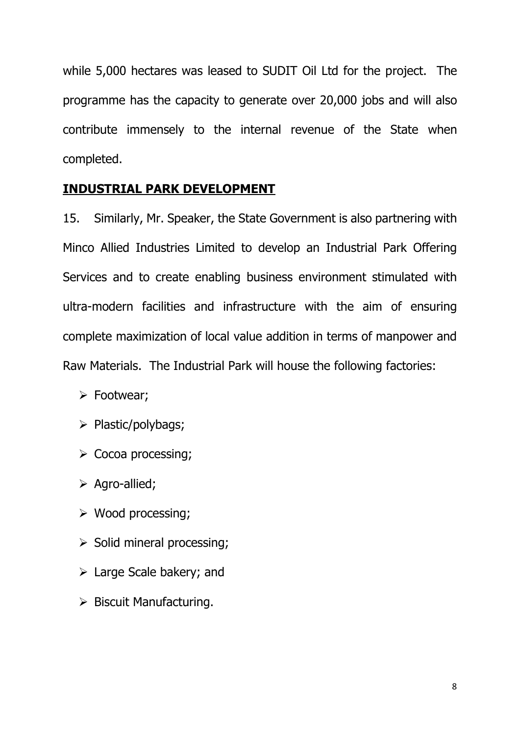while 5,000 hectares was leased to SUDIT Oil Ltd for the project. The programme has the capacity to generate over 20,000 jobs and will also contribute immensely to the internal revenue of the State when completed.

## **INDUSTRIAL PARK DEVELOPMENT**

15. Similarly, Mr. Speaker, the State Government is also partnering with Minco Allied Industries Limited to develop an Industrial Park Offering Services and to create enabling business environment stimulated with ultra-modern facilities and infrastructure with the aim of ensuring complete maximization of local value addition in terms of manpower and Raw Materials. The Industrial Park will house the following factories:

- Footwear;
- Plastic/polybags;
- Cocoa processing;
- Agro-allied;
- Wood processing;
- Solid mineral processing;
- Large Scale bakery; and
- Biscuit Manufacturing.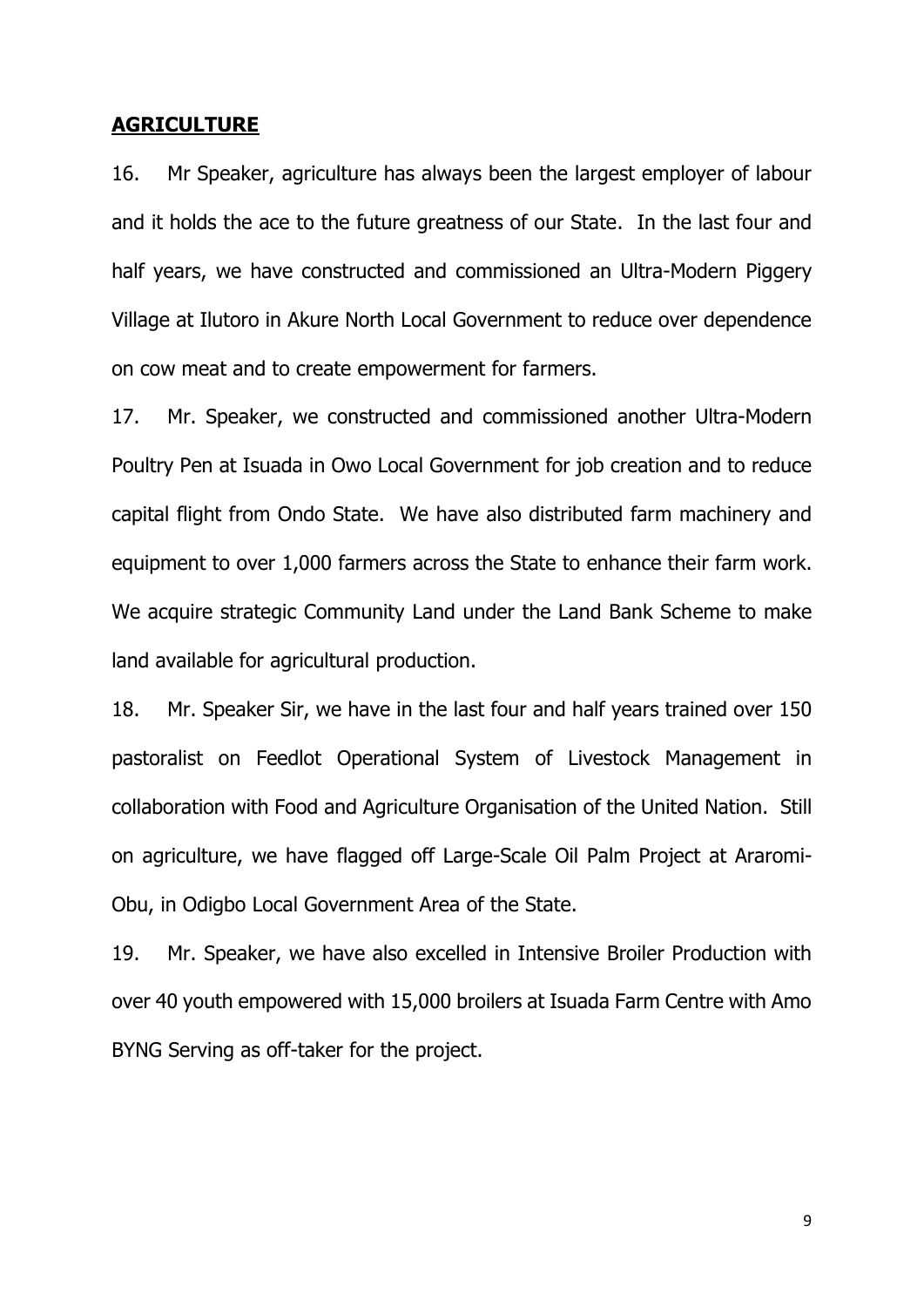## **AGRICULTURE**

16. Mr Speaker, agriculture has always been the largest employer of labour and it holds the ace to the future greatness of our State. In the last four and half years, we have constructed and commissioned an Ultra-Modern Piggery Village at Ilutoro in Akure North Local Government to reduce over dependence on cow meat and to create empowerment for farmers.

17. Mr. Speaker, we constructed and commissioned another Ultra-Modern Poultry Pen at Isuada in Owo Local Government for job creation and to reduce capital flight from Ondo State. We have also distributed farm machinery and equipment to over 1,000 farmers across the State to enhance their farm work. We acquire strategic Community Land under the Land Bank Scheme to make land available for agricultural production.

18. Mr. Speaker Sir, we have in the last four and half years trained over 150 pastoralist on Feedlot Operational System of Livestock Management in collaboration with Food and Agriculture Organisation of the United Nation. Still on agriculture, we have flagged off Large-Scale Oil Palm Project at Araromi-Obu, in Odigbo Local Government Area of the State.

19. Mr. Speaker, we have also excelled in Intensive Broiler Production with over 40 youth empowered with 15,000 broilers at Isuada Farm Centre with Amo BYNG Serving as off-taker for the project.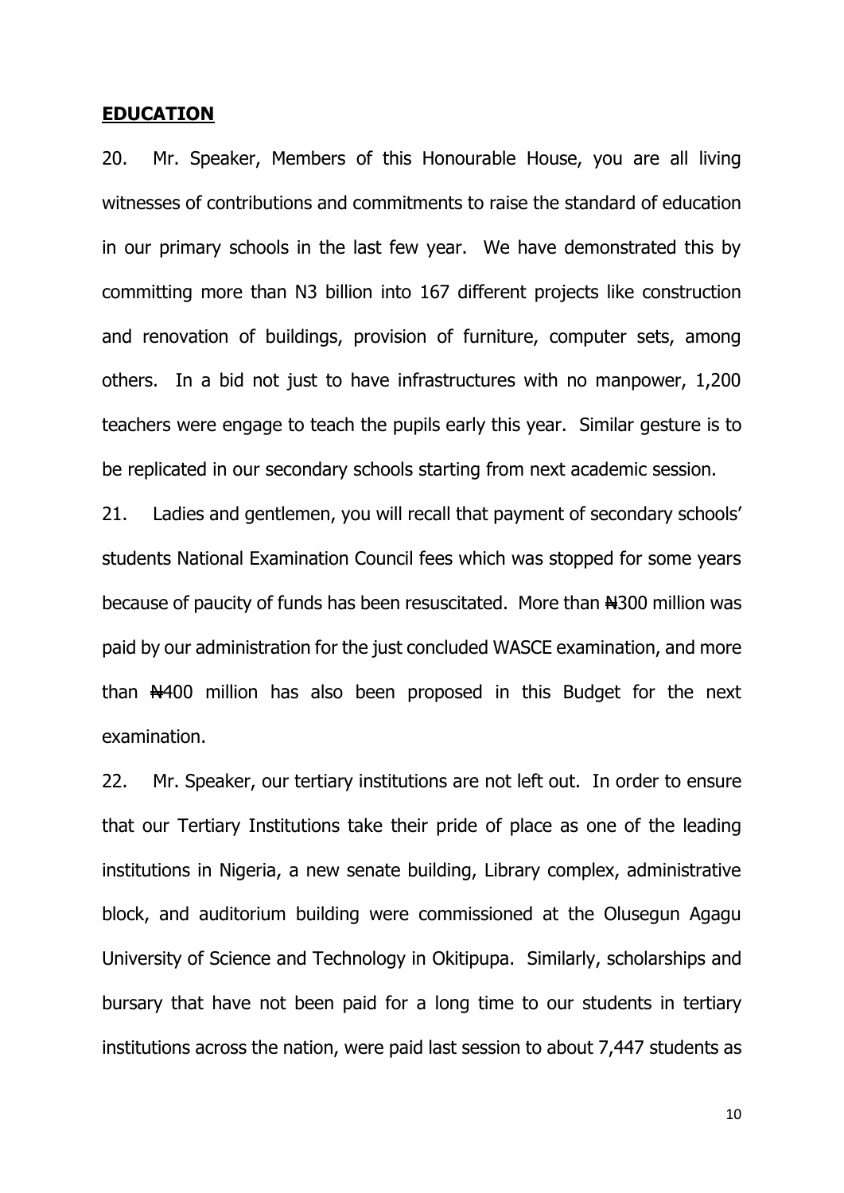## **EDUCATION**

20. Mr. Speaker, Members of this Honourable House, you are all living witnesses of contributions and commitments to raise the standard of education in our primary schools in the last few year. We have demonstrated this by committing more than N3 billion into 167 different projects like construction and renovation of buildings, provision of furniture, computer sets, among others. In a bid not just to have infrastructures with no manpower, 1,200 teachers were engage to teach the pupils early this year. Similar gesture is to be replicated in our secondary schools starting from next academic session.

21. Ladies and gentlemen, you will recall that payment of secondary schools' students National Examination Council fees which was stopped for some years because of paucity of funds has been resuscitated. More than ₦300 million was paid by our administration for the just concluded WASCE examination, and more than ₦400 million has also been proposed in this Budget for the next examination.

22. Mr. Speaker, our tertiary institutions are not left out. In order to ensure that our Tertiary Institutions take their pride of place as one of the leading institutions in Nigeria, a new senate building, Library complex, administrative block, and auditorium building were commissioned at the Olusegun Agagu University of Science and Technology in Okitipupa. Similarly, scholarships and bursary that have not been paid for a long time to our students in tertiary institutions across the nation, were paid last session to about 7,447 students as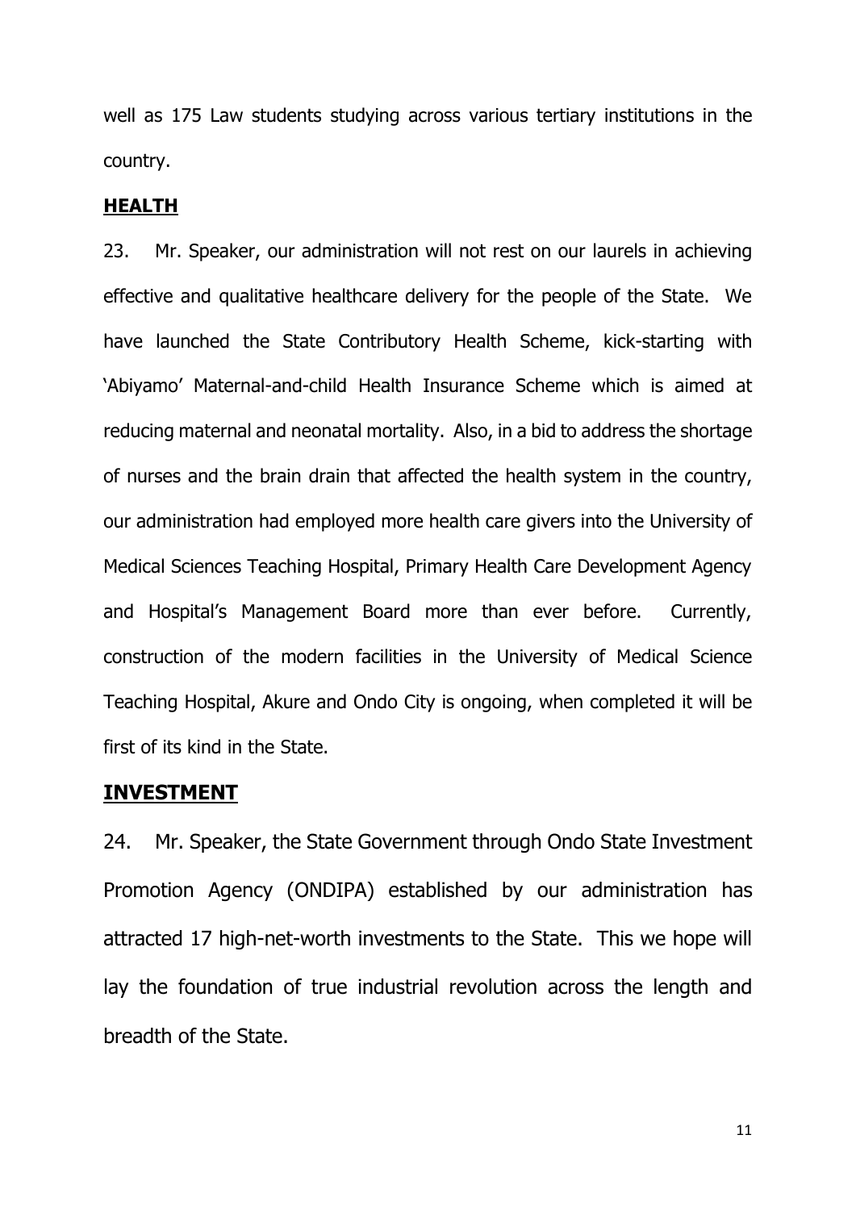well as 175 Law students studying across various tertiary institutions in the country.

## HEALTH

23. Mr. Speaker, our administration will not rest on our laurels in achieving effective and qualitative healthcare delivery for the people of the State. We have launched the State Contributory Health Scheme, kick-starting with 'Abiyamo' Maternal-and-child Health Insurance Scheme which is aimed at reducing maternal and neonatal mortality. Also, in a bid to address the shortage of nurses and the brain drain that affected the health system in the country, our administration had employed more health care givers into the University of Medical Sciences Teaching Hospital, Primary Health Care Development Agency and Hospital's Management Board more than ever before. Currently, construction of the modern facilities in the University of Medical Science Teaching Hospital, Akure and Ondo City is ongoing, when completed it will be first of its kind in the State.

## INVESTMENT

24. Mr. Speaker, the State Government through Ondo State Investment Promotion Agency (ONDIPA) established by our administration has attracted 17 high-net-worth investments to the State. This we hope will lay the foundation of true industrial revolution across the length and breadth of the State.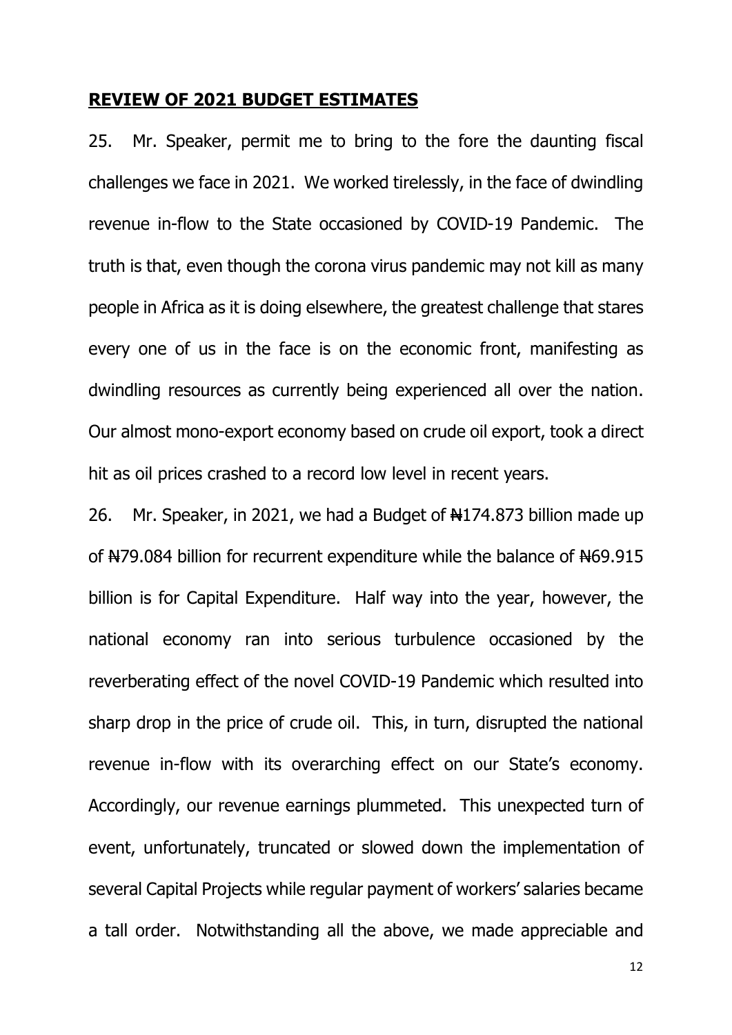## **REVIEW OF 2021 BUDGET ESTIMATES**

25. Mr. Speaker, permit me to bring to the fore the daunting fiscal challenges we face in 2021. We worked tirelessly, in the face of dwindling revenue in-flow to the State occasioned by COVID-19 Pandemic. The truth is that, even though the corona virus pandemic may not kill as many people in Africa as it is doing elsewhere, the greatest challenge that stares every one of us in the face is on the economic front, manifesting as dwindling resources as currently being experienced all over the nation. Our almost mono-export economy based on crude oil export, took a direct hit as oil prices crashed to a record low level in recent years.

26. Mr. Speaker, in 2021, we had a Budget of ₦174.873 billion made up of ₦79.084 billion for recurrent expenditure while the balance of ₦69.915 billion is for Capital Expenditure. Half way into the year, however, the national economy ran into serious turbulence occasioned by the reverberating effect of the novel COVID-19 Pandemic which resulted into sharp drop in the price of crude oil. This, in turn, disrupted the national revenue in-flow with its overarching effect on our State's economy. Accordingly, our revenue earnings plummeted. This unexpected turn of event, unfortunately, truncated or slowed down the implementation of several Capital Projects while regular payment of workers' salaries became a tall order. Notwithstanding all the above, we made appreciable and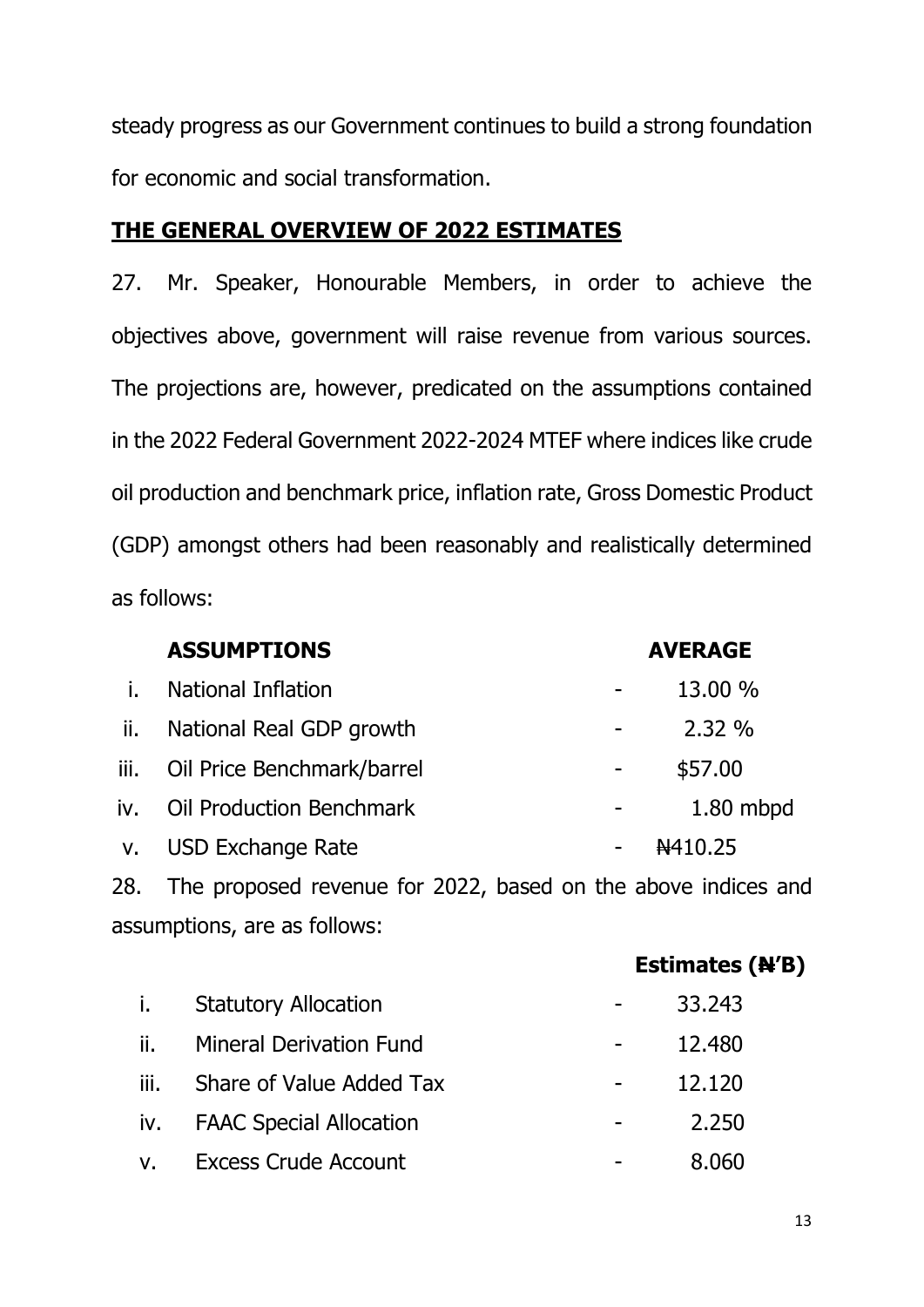steady progress as our Government continues to build a strong foundation for economic and social transformation.

## THE GENERAL OVERVIEW OF 2022 ESTIMATES

27. Mr. Speaker, Honourable Members, in order to achieve the objectives above, government will raise revenue from various sources. The projections are, however, predicated on the assumptions contained in the 2022 Federal Government 2022-2024 MTEF where indices like crude oil production and benchmark price, inflation rate, Gross Domestic Product (GDP) amongst others had been reasonably and realistically determined as follows:

| | ASSUMPTIONS | | AVERAGE |
|---|---|---|---|
| i. | National Inflation | - | 13.00 % |
| ii. | National Real GDP growth | - | 2.32 % |
| iii. | Oil Price Benchmark/barrel | - | $57.00 |
| iv. | Oil Production Benchmark | - | 1.80 mbpd |
| v. | USD Exchange Rate | - | ₦410.25 |

28. The proposed revenue for 2022, based on the above indices and assumptions, are as follows:

| | | | Estimates (₦'B) |
|---|---|---|---|
| i. | Statutory Allocation | - | 33.243 |
| ii. | Mineral Derivation Fund | - | 12.480 |
| iii. | Share of Value Added Tax | - | 12.120 |
| iv. | FAAC Special Allocation | - | 2.250 |
| v. | Excess Crude Account | - | 8.060 |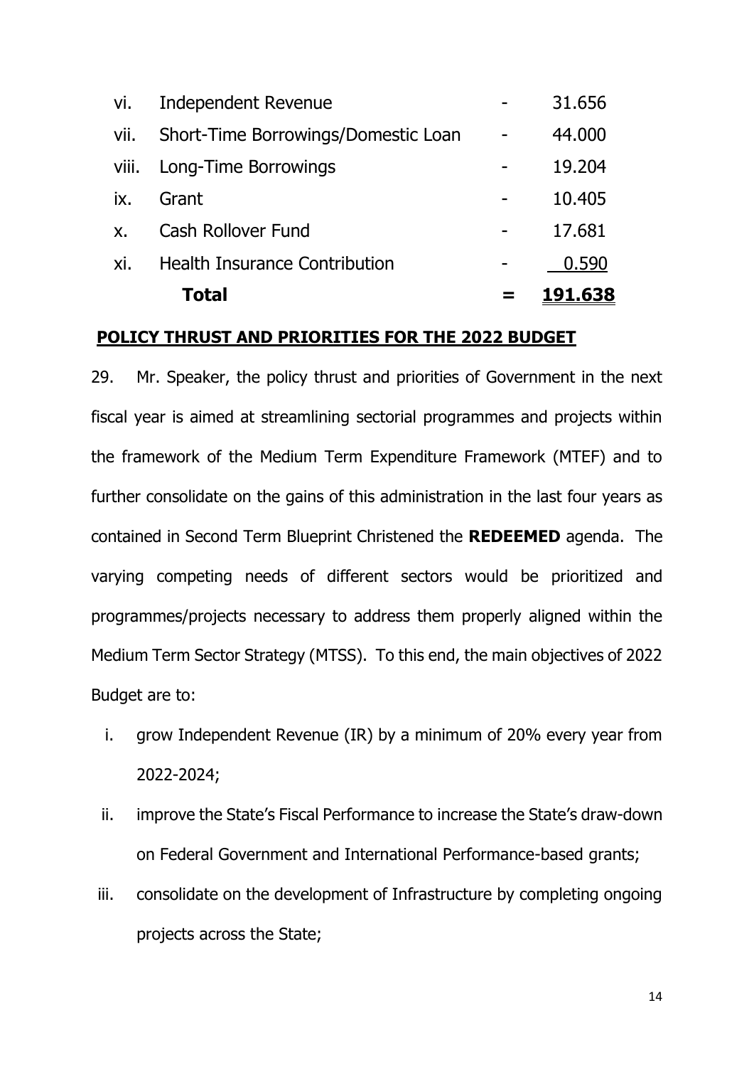| | | | |
|---|---|---|---|
| vi. | Independent Revenue | - | 31.656 |
| vii. | Short-Time Borrowings/Domestic Loan | - | 44.000 |
| viii. | Long-Time Borrowings | - | 19.204 |
| ix. | Grant | - | 10.405 |
| x. | Cash Rollover Fund | - | 17.681 |
| xi. | Health Insurance Contribution | - | 0.590 |
| | **Total** | **=** | **191.638** |

## POLICY THRUST AND PRIORITIES FOR THE 2022 BUDGET

29. Mr. Speaker, the policy thrust and priorities of Government in the next fiscal year is aimed at streamlining sectorial programmes and projects within the framework of the Medium Term Expenditure Framework (MTEF) and to further consolidate on the gains of this administration in the last four years as contained in Second Term Blueprint Christened the **REDEEMED** agenda. The varying competing needs of different sectors would be prioritized and programmes/projects necessary to address them properly aligned within the Medium Term Sector Strategy (MTSS). To this end, the main objectives of 2022 Budget are to:

i. grow Independent Revenue (IR) by a minimum of 20% every year from 2022-2024;

ii. improve the State's Fiscal Performance to increase the State's draw-down on Federal Government and International Performance-based grants;

iii. consolidate on the development of Infrastructure by completing ongoing projects across the State;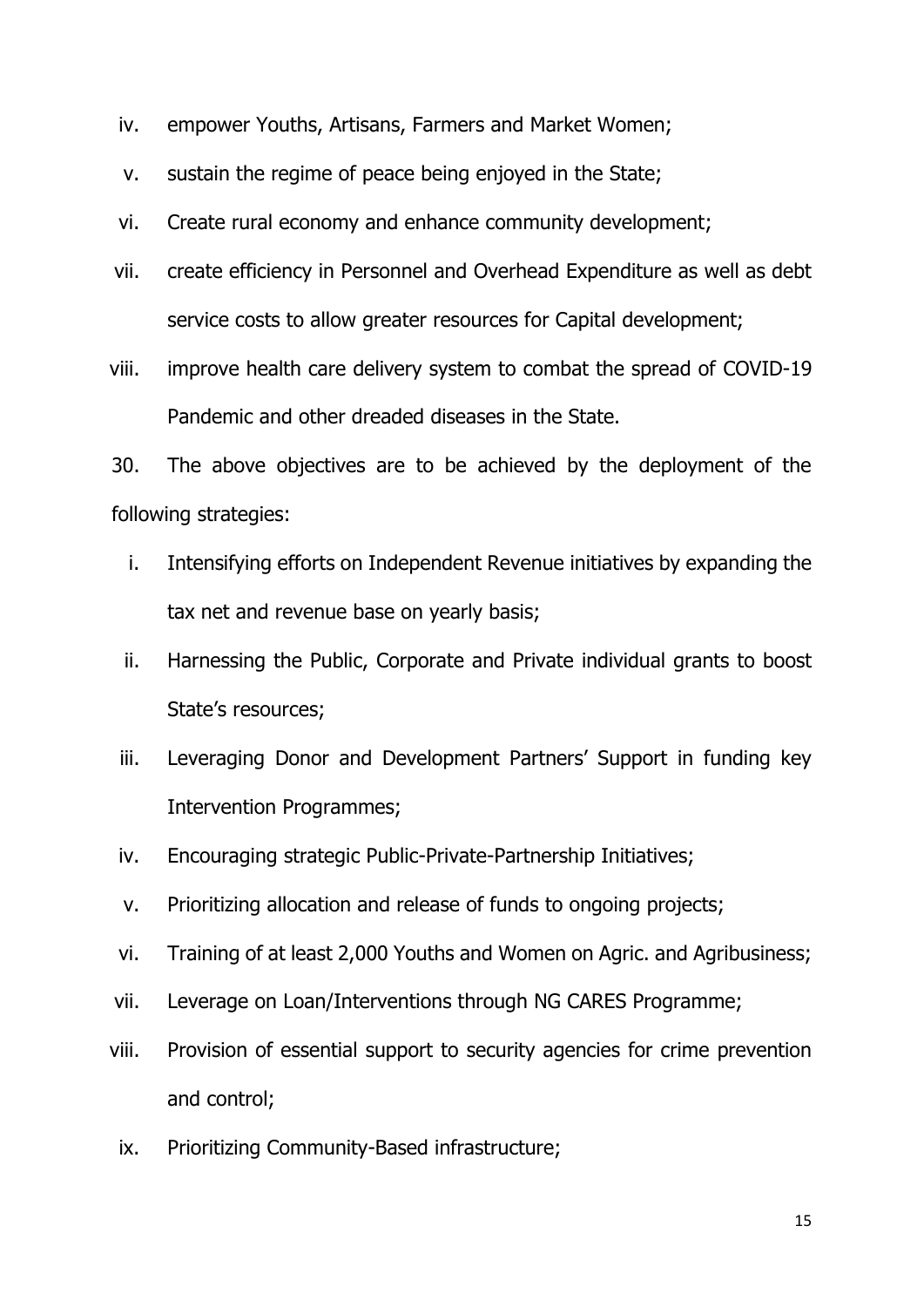iv. empower Youths, Artisans, Farmers and Market Women;

v. sustain the regime of peace being enjoyed in the State;

vi. Create rural economy and enhance community development;

vii. create efficiency in Personnel and Overhead Expenditure as well as debt service costs to allow greater resources for Capital development;

viii. improve health care delivery system to combat the spread of COVID-19 Pandemic and other dreaded diseases in the State.

30. The above objectives are to be achieved by the deployment of the following strategies:

i. Intensifying efforts on Independent Revenue initiatives by expanding the tax net and revenue base on yearly basis;

ii. Harnessing the Public, Corporate and Private individual grants to boost State's resources;

iii. Leveraging Donor and Development Partners' Support in funding key Intervention Programmes;

iv. Encouraging strategic Public-Private-Partnership Initiatives;

v. Prioritizing allocation and release of funds to ongoing projects;

vi. Training of at least 2,000 Youths and Women on Agric. and Agribusiness;

vii. Leverage on Loan/Interventions through NG CARES Programme;

viii. Provision of essential support to security agencies for crime prevention and control;

ix. Prioritizing Community-Based infrastructure;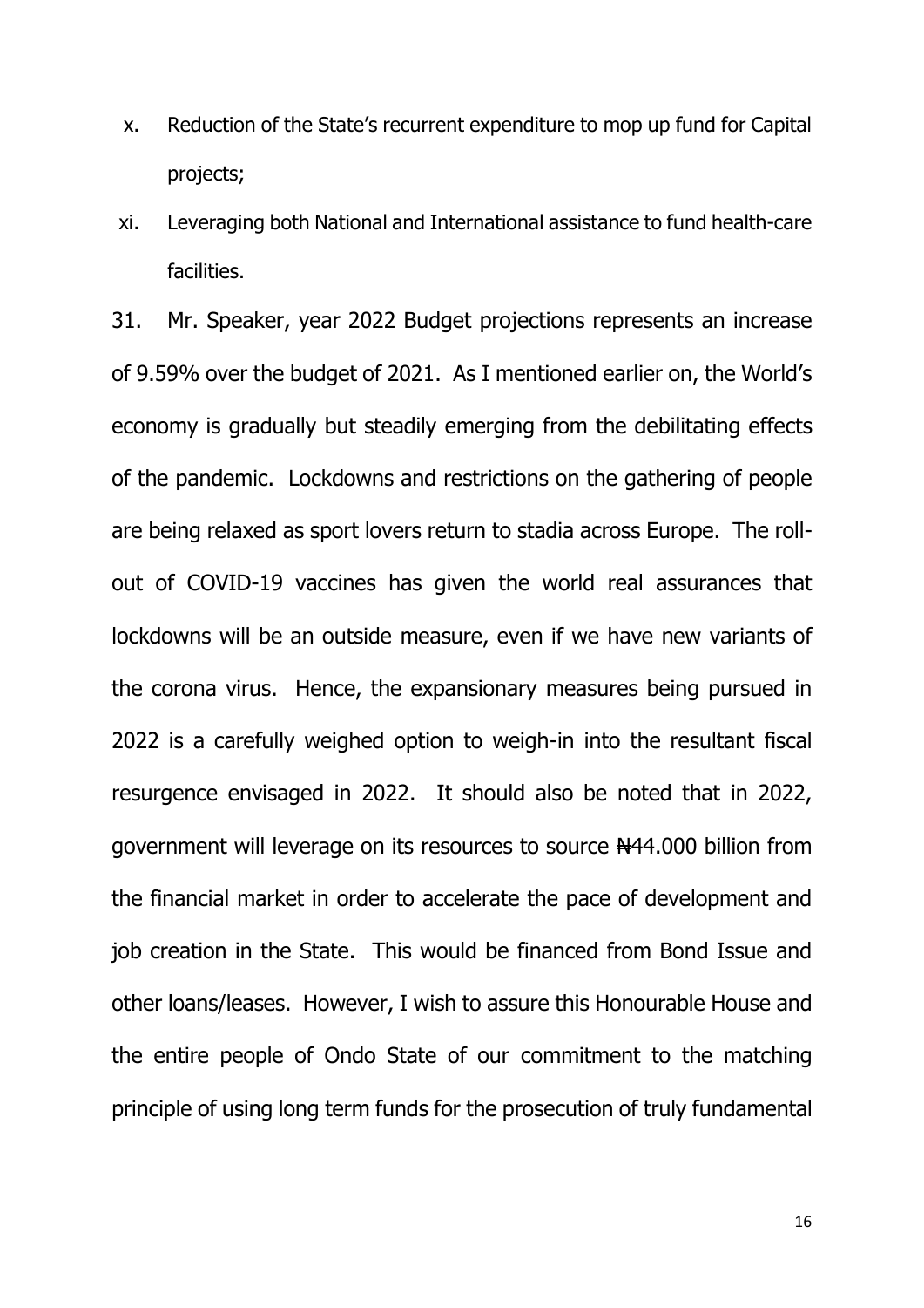x. Reduction of the State's recurrent expenditure to mop up fund for Capital projects;

xi. Leveraging both National and International assistance to fund health-care facilities.

31. Mr. Speaker, year 2022 Budget projections represents an increase of 9.59% over the budget of 2021. As I mentioned earlier on, the World's economy is gradually but steadily emerging from the debilitating effects of the pandemic. Lockdowns and restrictions on the gathering of people are being relaxed as sport lovers return to stadia across Europe. The roll-out of COVID-19 vaccines has given the world real assurances that lockdowns will be an outside measure, even if we have new variants of the corona virus. Hence, the expansionary measures being pursued in 2022 is a carefully weighed option to weigh-in into the resultant fiscal resurgence envisaged in 2022. It should also be noted that in 2022, government will leverage on its resources to source ₦44.000 billion from the financial market in order to accelerate the pace of development and job creation in the State. This would be financed from Bond Issue and other loans/leases. However, I wish to assure this Honourable House and the entire people of Ondo State of our commitment to the matching principle of using long term funds for the prosecution of truly fundamental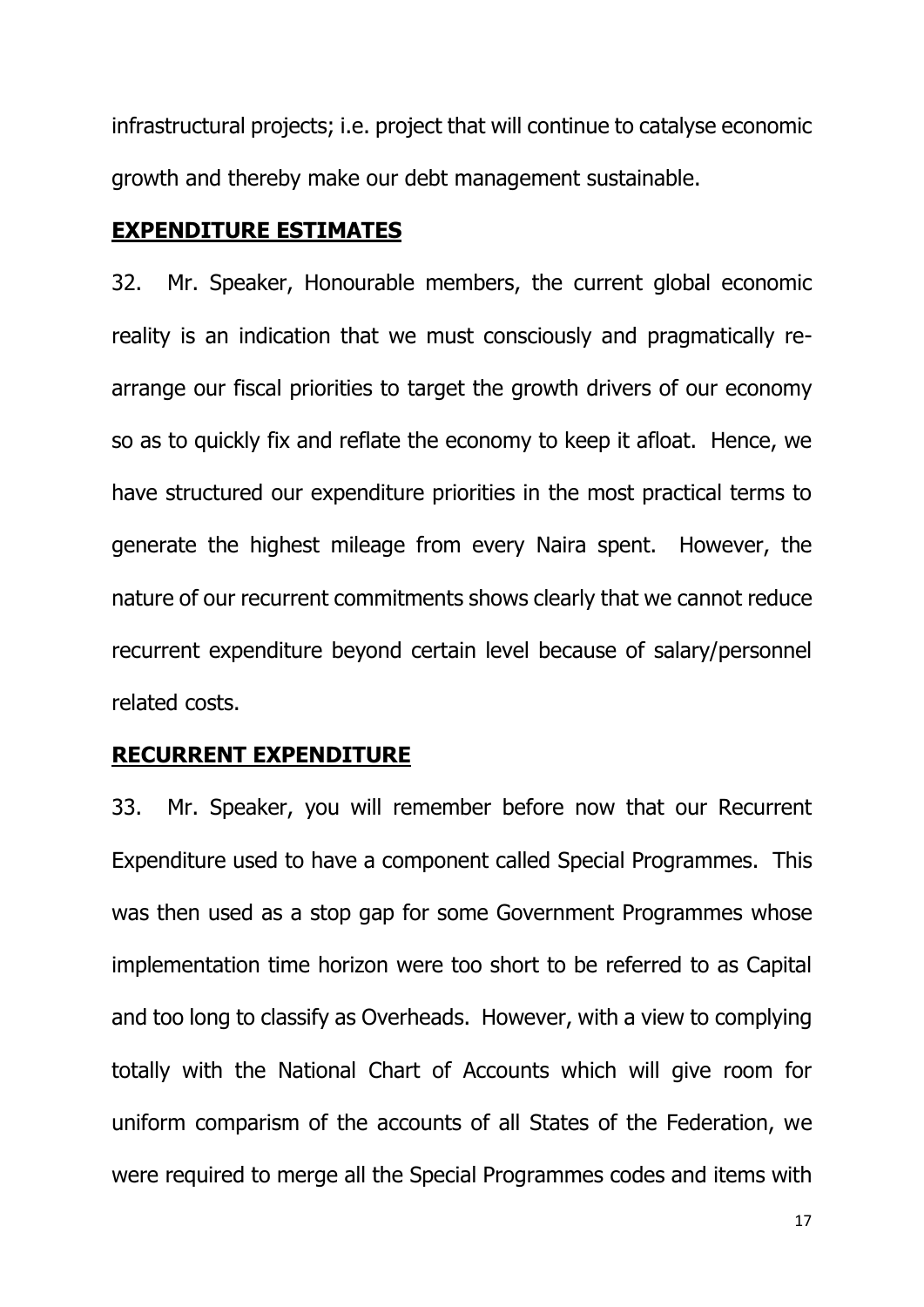infrastructural projects; i.e. project that will continue to catalyse economic growth and thereby make our debt management sustainable.

## EXPENDITURE ESTIMATES

32. Mr. Speaker, Honourable members, the current global economic reality is an indication that we must consciously and pragmatically re-arrange our fiscal priorities to target the growth drivers of our economy so as to quickly fix and reflate the economy to keep it afloat. Hence, we have structured our expenditure priorities in the most practical terms to generate the highest mileage from every Naira spent. However, the nature of our recurrent commitments shows clearly that we cannot reduce recurrent expenditure beyond certain level because of salary/personnel related costs.

## RECURRENT EXPENDITURE

33. Mr. Speaker, you will remember before now that our Recurrent Expenditure used to have a component called Special Programmes. This was then used as a stop gap for some Government Programmes whose implementation time horizon were too short to be referred to as Capital and too long to classify as Overheads. However, with a view to complying totally with the National Chart of Accounts which will give room for uniform comparism of the accounts of all States of the Federation, we were required to merge all the Special Programmes codes and items with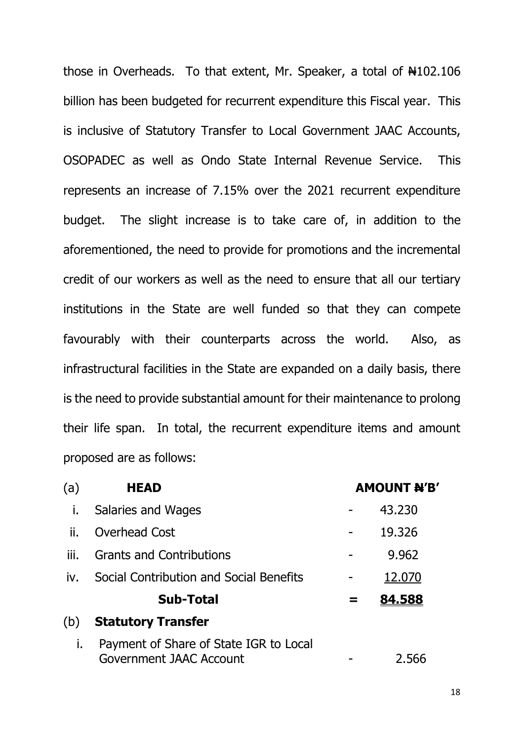those in Overheads. To that extent, Mr. Speaker, a total of ₦102.106 billion has been budgeted for recurrent expenditure this Fiscal year. This is inclusive of Statutory Transfer to Local Government JAAC Accounts, OSOPADEC as well as Ondo State Internal Revenue Service. This represents an increase of 7.15% over the 2021 recurrent expenditure budget. The slight increase is to take care of, in addition to the aforementioned, the need to provide for promotions and the incremental credit of our workers as well as the need to ensure that all our tertiary institutions in the State are well funded so that they can compete favourably with their counterparts across the world. Also, as infrastructural facilities in the State are expanded on a daily basis, there is the need to provide substantial amount for their maintenance to prolong their life span. In total, the recurrent expenditure items and amount proposed are as follows:

| (a) | **HEAD** | | **AMOUNT ₦'B'** |
|---|---|---|---|
| i. | Salaries and Wages | - | 43.230 |
| ii. | Overhead Cost | - | 19.326 |
| iii. | Grants and Contributions | - | 9.962 |
| iv. | Social Contribution and Social Benefits | - | 12.070 |
| | **Sub-Total** | = | **84.588** |
| (b) | **Statutory Transfer** | | |
| i. | Payment of Share of State IGR to Local Government JAAC Account | - | 2.566 |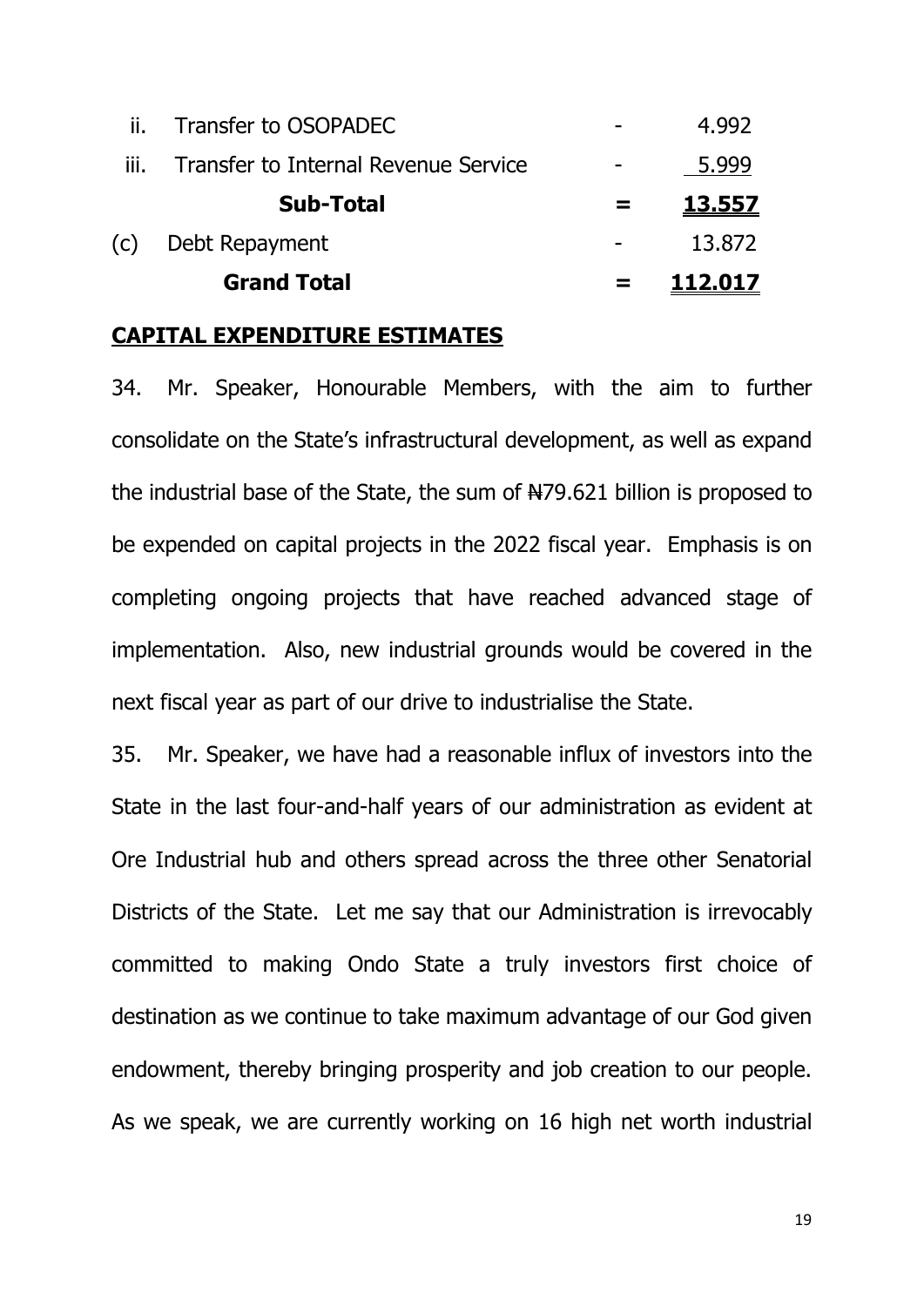| | | | |
|---|---|---|---|
| ii. | Transfer to OSOPADEC | - | 4.992 |
| iii. | Transfer to Internal Revenue Service | - | 5.999 |
| | **Sub-Total** | = | **13.557** |
| (c) | Debt Repayment | - | 13.872 |
| | **Grand Total** | = | **112.017** |

## CAPITAL EXPENDITURE ESTIMATES

34. Mr. Speaker, Honourable Members, with the aim to further consolidate on the State's infrastructural development, as well as expand the industrial base of the State, the sum of ₦79.621 billion is proposed to be expended on capital projects in the 2022 fiscal year. Emphasis is on completing ongoing projects that have reached advanced stage of implementation. Also, new industrial grounds would be covered in the next fiscal year as part of our drive to industrialise the State.

35. Mr. Speaker, we have had a reasonable influx of investors into the State in the last four-and-half years of our administration as evident at Ore Industrial hub and others spread across the three other Senatorial Districts of the State. Let me say that our Administration is irrevocably committed to making Ondo State a truly investors first choice of destination as we continue to take maximum advantage of our God given endowment, thereby bringing prosperity and job creation to our people. As we speak, we are currently working on 16 high net worth industrial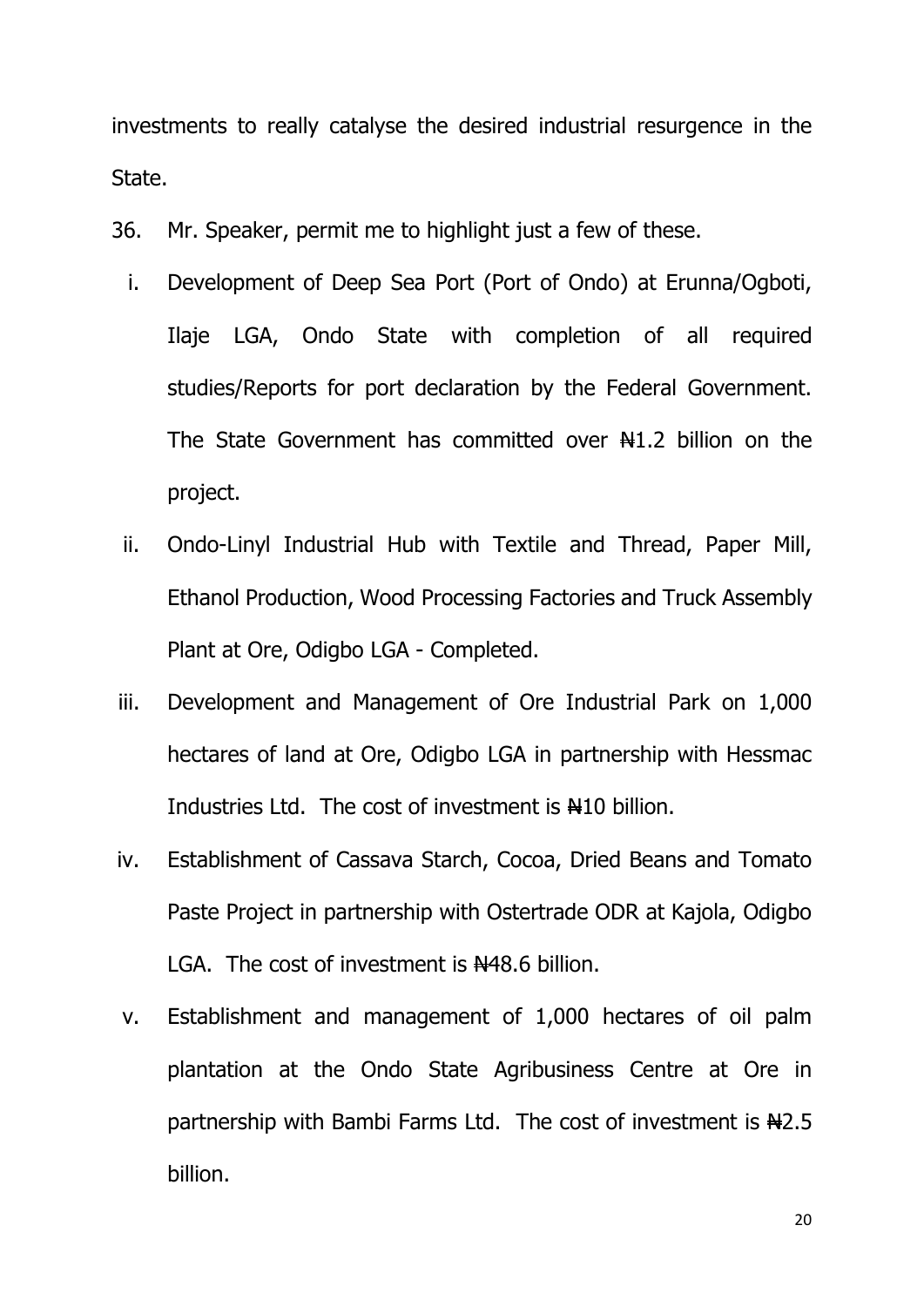investments to really catalyse the desired industrial resurgence in the State.

36. Mr. Speaker, permit me to highlight just a few of these.

   i. Development of Deep Sea Port (Port of Ondo) at Erunna/Ogboti, Ilaje LGA, Ondo State with completion of all required studies/Reports for port declaration by the Federal Government. The State Government has committed over ₦1.2 billion on the project.

   ii. Ondo-Linyl Industrial Hub with Textile and Thread, Paper Mill, Ethanol Production, Wood Processing Factories and Truck Assembly Plant at Ore, Odigbo LGA - Completed.

   iii. Development and Management of Ore Industrial Park on 1,000 hectares of land at Ore, Odigbo LGA in partnership with Hessmac Industries Ltd. The cost of investment is ₦10 billion.

   iv. Establishment of Cassava Starch, Cocoa, Dried Beans and Tomato Paste Project in partnership with Ostertrade ODR at Kajola, Odigbo LGA. The cost of investment is ₦48.6 billion.

   v. Establishment and management of 1,000 hectares of oil palm plantation at the Ondo State Agribusiness Centre at Ore in partnership with Bambi Farms Ltd. The cost of investment is ₦2.5 billion.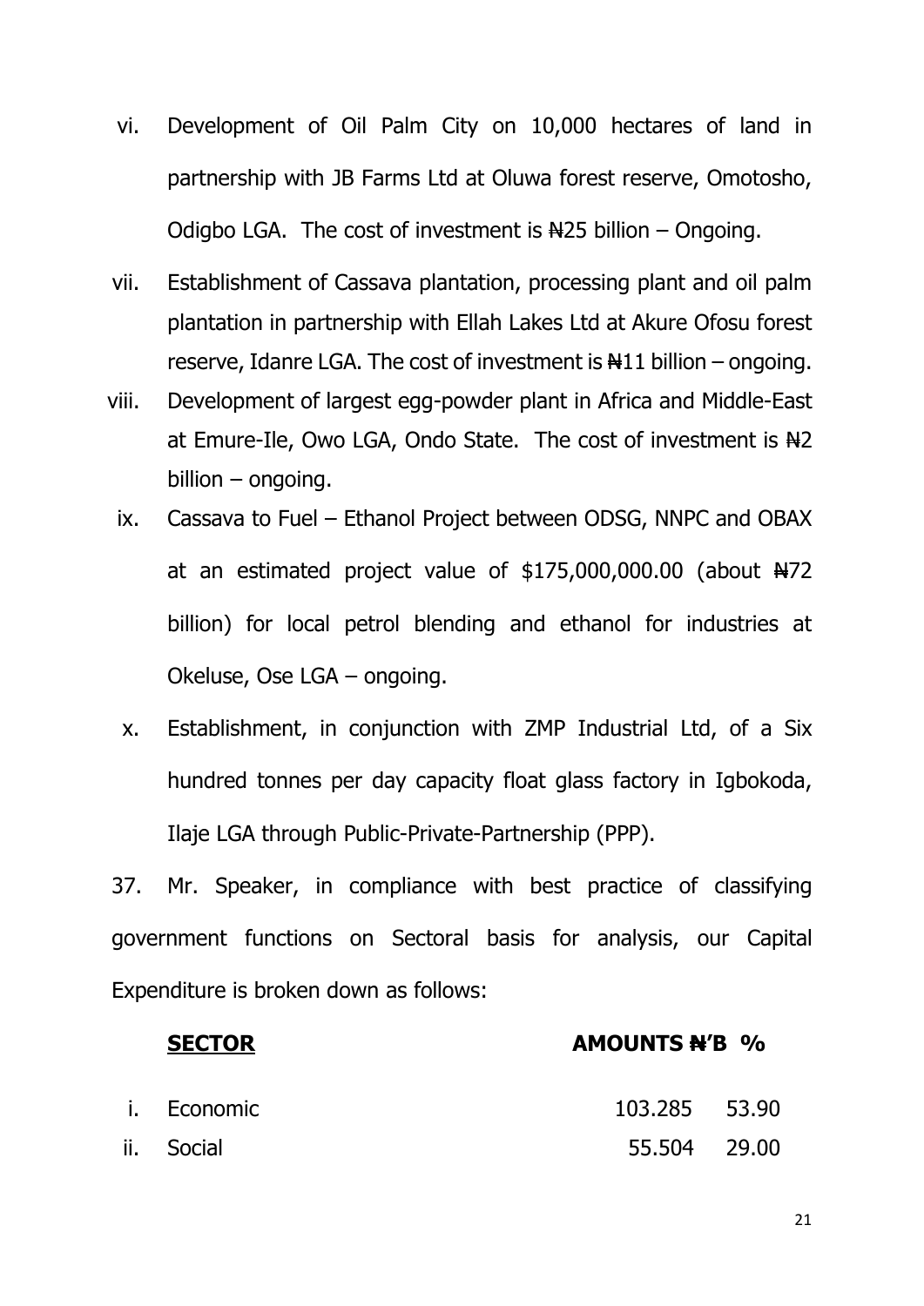vi. Development of Oil Palm City on 10,000 hectares of land in partnership with JB Farms Ltd at Oluwa forest reserve, Omotosho, Odigbo LGA. The cost of investment is ₦25 billion – Ongoing.

vii. Establishment of Cassava plantation, processing plant and oil palm plantation in partnership with Ellah Lakes Ltd at Akure Ofosu forest reserve, Idanre LGA. The cost of investment is ₦11 billion – ongoing.

viii. Development of largest egg-powder plant in Africa and Middle-East at Emure-Ile, Owo LGA, Ondo State. The cost of investment is ₦2 billion – ongoing.

ix. Cassava to Fuel – Ethanol Project between ODSG, NNPC and OBAX at an estimated project value of $175,000,000.00 (about ₦72 billion) for local petrol blending and ethanol for industries at Okeluse, Ose LGA – ongoing.

x. Establishment, in conjunction with ZMP Industrial Ltd, of a Six hundred tonnes per day capacity float glass factory in Igbokoda, Ilaje LGA through Public-Private-Partnership (PPP).

37. Mr. Speaker, in compliance with best practice of classifying government functions on Sectoral basis for analysis, our Capital Expenditure is broken down as follows:

| **SECTOR** | **AMOUNTS ₦'B** | **%** |
|---|---|---|
| i. Economic | 103.285 | 53.90 |
| ii. Social | 55.504 | 29.00 |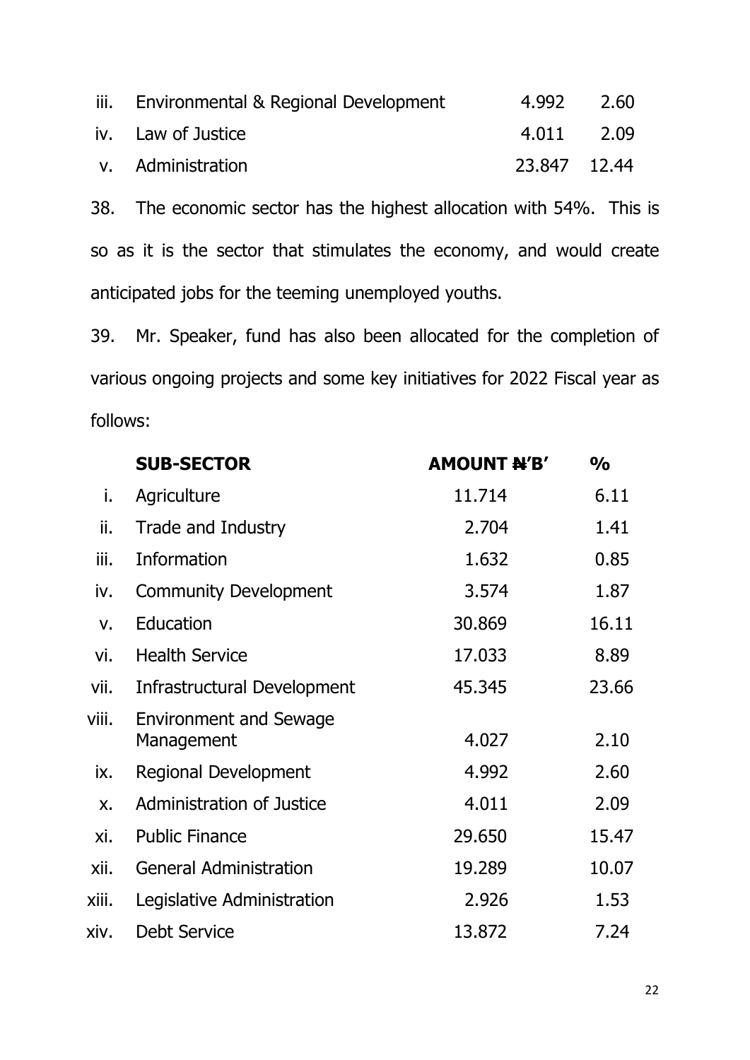| | | | |
|---|---|---|---|
| iii. | Environmental & Regional Development | 4.992 | 2.60 |
| iv. | Law of Justice | 4.011 | 2.09 |
| v. | Administration | 23.847 | 12.44 |

38. The economic sector has the highest allocation with 54%. This is so as it is the sector that stimulates the economy, and would create anticipated jobs for the teeming unemployed youths.

39. Mr. Speaker, fund has also been allocated for the completion of various ongoing projects and some key initiatives for 2022 Fiscal year as follows:

| | SUB-SECTOR | AMOUNT ₦'B' | % |
|---|---|---|---|
| i. | Agriculture | 11.714 | 6.11 |
| ii. | Trade and Industry | 2.704 | 1.41 |
| iii. | Information | 1.632 | 0.85 |
| iv. | Community Development | 3.574 | 1.87 |
| v. | Education | 30.869 | 16.11 |
| vi. | Health Service | 17.033 | 8.89 |
| vii. | Infrastructural Development | 45.345 | 23.66 |
| viii. | Environment and Sewage Management | 4.027 | 2.10 |
| ix. | Regional Development | 4.992 | 2.60 |
| x. | Administration of Justice | 4.011 | 2.09 |
| xi. | Public Finance | 29.650 | 15.47 |
| xii. | General Administration | 19.289 | 10.07 |
| xiii. | Legislative Administration | 2.926 | 1.53 |
| xiv. | Debt Service | 13.872 | 7.24 |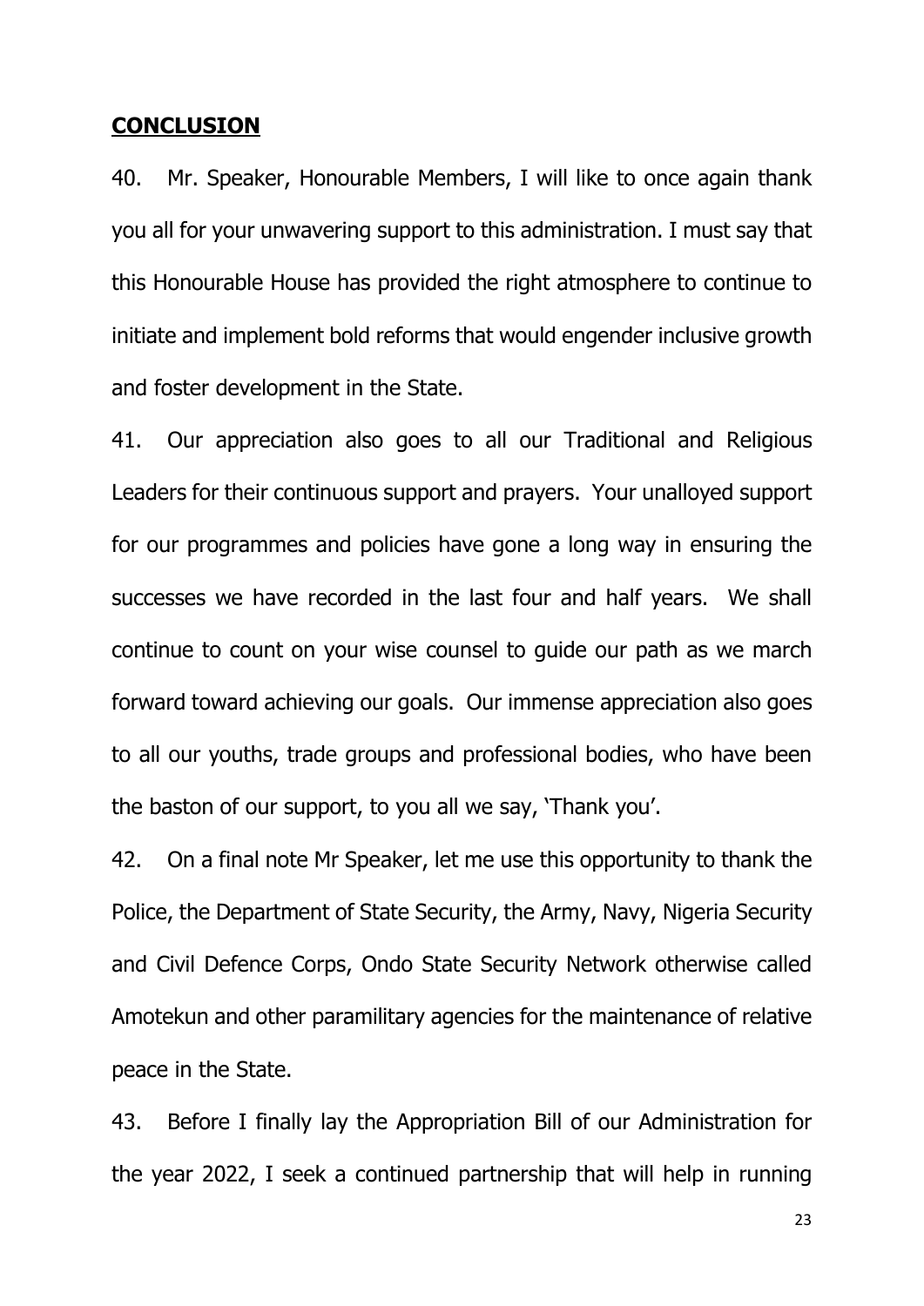## **CONCLUSION**

40. Mr. Speaker, Honourable Members, I will like to once again thank you all for your unwavering support to this administration. I must say that this Honourable House has provided the right atmosphere to continue to initiate and implement bold reforms that would engender inclusive growth and foster development in the State.

41. Our appreciation also goes to all our Traditional and Religious Leaders for their continuous support and prayers. Your unalloyed support for our programmes and policies have gone a long way in ensuring the successes we have recorded in the last four and half years. We shall continue to count on your wise counsel to guide our path as we march forward toward achieving our goals. Our immense appreciation also goes to all our youths, trade groups and professional bodies, who have been the baston of our support, to you all we say, 'Thank you'.

42. On a final note Mr Speaker, let me use this opportunity to thank the Police, the Department of State Security, the Army, Navy, Nigeria Security and Civil Defence Corps, Ondo State Security Network otherwise called Amotekun and other paramilitary agencies for the maintenance of relative peace in the State.

43. Before I finally lay the Appropriation Bill of our Administration for the year 2022, I seek a continued partnership that will help in running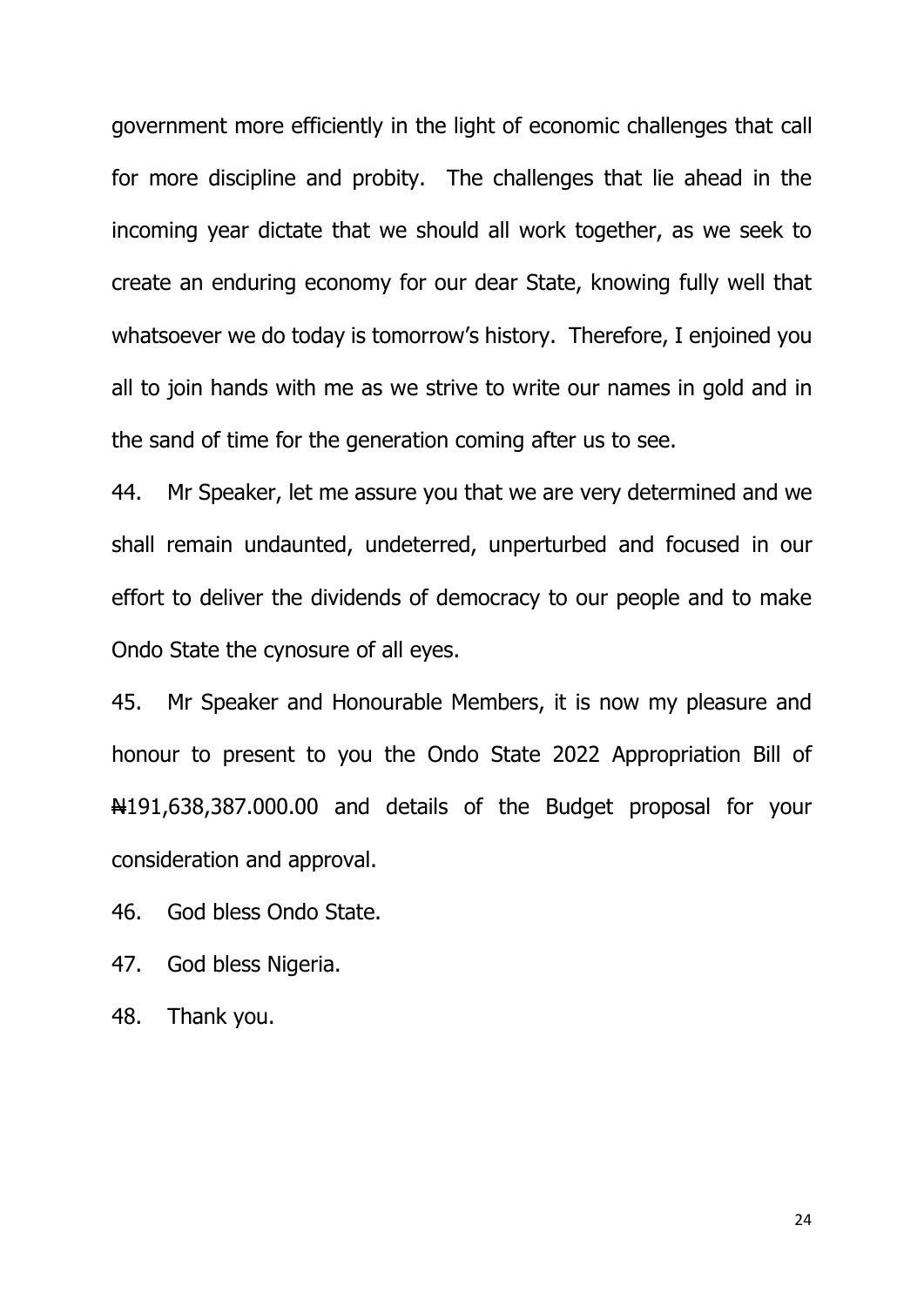government more efficiently in the light of economic challenges that call for more discipline and probity. The challenges that lie ahead in the incoming year dictate that we should all work together, as we seek to create an enduring economy for our dear State, knowing fully well that whatsoever we do today is tomorrow's history. Therefore, I enjoined you all to join hands with me as we strive to write our names in gold and in the sand of time for the generation coming after us to see.

44. Mr Speaker, let me assure you that we are very determined and we shall remain undaunted, undeterred, unperturbed and focused in our effort to deliver the dividends of democracy to our people and to make Ondo State the cynosure of all eyes.

45. Mr Speaker and Honourable Members, it is now my pleasure and honour to present to you the Ondo State 2022 Appropriation Bill of ₦191,638,387.000.00 and details of the Budget proposal for your consideration and approval.

46. God bless Ondo State.

47. God bless Nigeria.

48. Thank you.